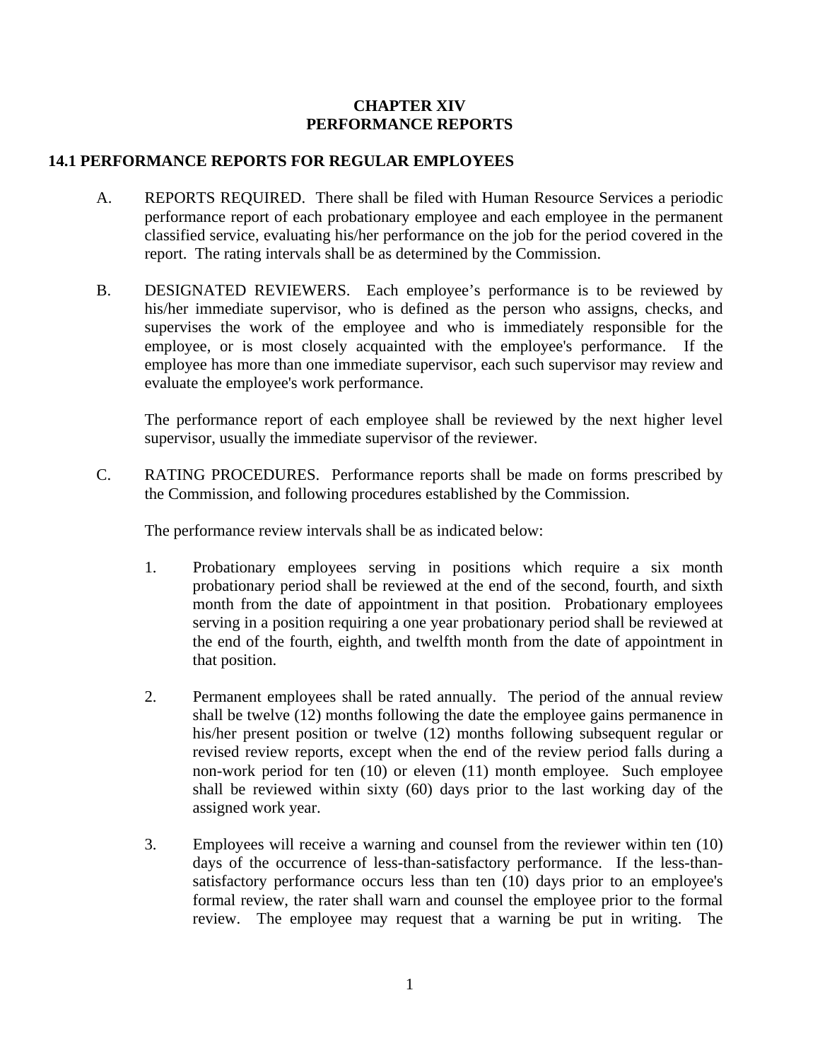# CHAPTER XIV
# PERFORMANCE REPORTS

## 14.1 PERFORMANCE REPORTS FOR REGULAR EMPLOYEES

A. REPORTS REQUIRED. There shall be filed with Human Resource Services a periodic performance report of each probationary employee and each employee in the permanent classified service, evaluating his/her performance on the job for the period covered in the report. The rating intervals shall be as determined by the Commission.

B. DESIGNATED REVIEWERS. Each employee's performance is to be reviewed by his/her immediate supervisor, who is defined as the person who assigns, checks, and supervises the work of the employee and who is immediately responsible for the employee, or is most closely acquainted with the employee's performance. If the employee has more than one immediate supervisor, each such supervisor may review and evaluate the employee's work performance.

   The performance report of each employee shall be reviewed by the next higher level supervisor, usually the immediate supervisor of the reviewer.

C. RATING PROCEDURES. Performance reports shall be made on forms prescribed by the Commission, and following procedures established by the Commission.

   The performance review intervals shall be as indicated below:

   1. Probationary employees serving in positions which require a six month probationary period shall be reviewed at the end of the second, fourth, and sixth month from the date of appointment in that position. Probationary employees serving in a position requiring a one year probationary period shall be reviewed at the end of the fourth, eighth, and twelfth month from the date of appointment in that position.

   2. Permanent employees shall be rated annually. The period of the annual review shall be twelve (12) months following the date the employee gains permanence in his/her present position or twelve (12) months following subsequent regular or revised review reports, except when the end of the review period falls during a non-work period for ten (10) or eleven (11) month employee. Such employee shall be reviewed within sixty (60) days prior to the last working day of the assigned work year.

   3. Employees will receive a warning and counsel from the reviewer within ten (10) days of the occurrence of less-than-satisfactory performance. If the less-than-satisfactory performance occurs less than ten (10) days prior to an employee's formal review, the rater shall warn and counsel the employee prior to the formal review. The employee may request that a warning be put in writing. The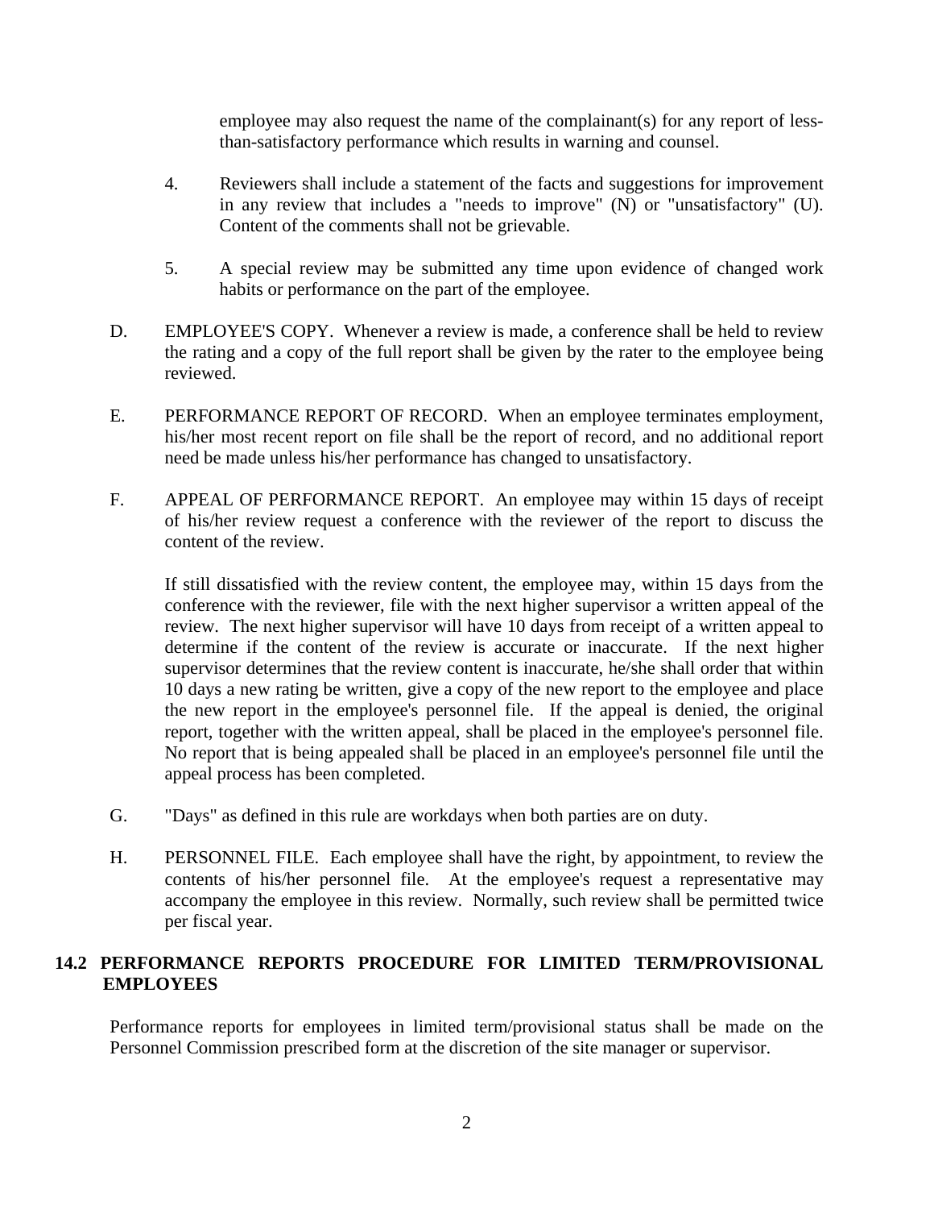employee may also request the name of the complainant(s) for any report of less-than-satisfactory performance which results in warning and counsel.

4. Reviewers shall include a statement of the facts and suggestions for improvement in any review that includes a "needs to improve" (N) or "unsatisfactory" (U). Content of the comments shall not be grievable.

5. A special review may be submitted any time upon evidence of changed work habits or performance on the part of the employee.

D. EMPLOYEE'S COPY. Whenever a review is made, a conference shall be held to review the rating and a copy of the full report shall be given by the rater to the employee being reviewed.

E. PERFORMANCE REPORT OF RECORD. When an employee terminates employment, his/her most recent report on file shall be the report of record, and no additional report need be made unless his/her performance has changed to unsatisfactory.

F. APPEAL OF PERFORMANCE REPORT. An employee may within 15 days of receipt of his/her review request a conference with the reviewer of the report to discuss the content of the review.

   If still dissatisfied with the review content, the employee may, within 15 days from the conference with the reviewer, file with the next higher supervisor a written appeal of the review. The next higher supervisor will have 10 days from receipt of a written appeal to determine if the content of the review is accurate or inaccurate. If the next higher supervisor determines that the review content is inaccurate, he/she shall order that within 10 days a new rating be written, give a copy of the new report to the employee and place the new report in the employee's personnel file. If the appeal is denied, the original report, together with the written appeal, shall be placed in the employee's personnel file. No report that is being appealed shall be placed in an employee's personnel file until the appeal process has been completed.

G. "Days" as defined in this rule are workdays when both parties are on duty.

H. PERSONNEL FILE. Each employee shall have the right, by appointment, to review the contents of his/her personnel file. At the employee's request a representative may accompany the employee in this review. Normally, such review shall be permitted twice per fiscal year.

## 14.2 PERFORMANCE REPORTS PROCEDURE FOR LIMITED TERM/PROVISIONAL EMPLOYEES

Performance reports for employees in limited term/provisional status shall be made on the Personnel Commission prescribed form at the discretion of the site manager or supervisor.